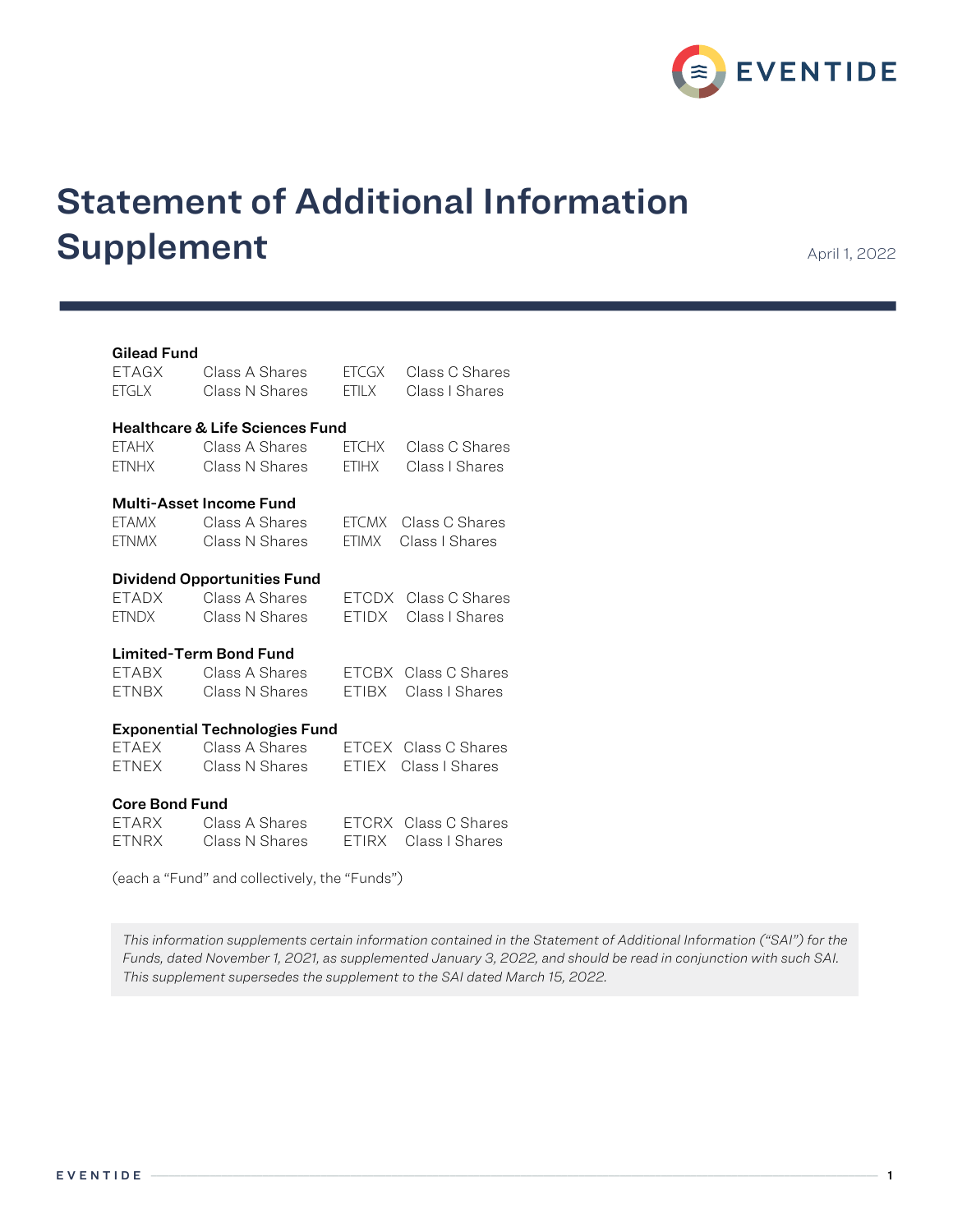# Statement of Additional Information Supplement

April 1, 2022

**Gilead Fund**

| | | | |
|---|---|---|---|
| ETAGX | Class A Shares | ETCGX | Class C Shares |
| ETGLX | Class N Shares | ETILX | Class I Shares |

**Healthcare & Life Sciences Fund**

| | | | |
|---|---|---|---|
| ETAHX | Class A Shares | ETCHX | Class C Shares |
| ETNHX | Class N Shares | ETIHX | Class I Shares |

**Multi-Asset Income Fund**

| | | | |
|---|---|---|---|
| ETAMX | Class A Shares | ETCMX | Class C Shares |
| ETNMX | Class N Shares | ETIMX | Class I Shares |

**Dividend Opportunities Fund**

| | | | |
|---|---|---|---|
| ETADX | Class A Shares | ETCDX | Class C Shares |
| ETNDX | Class N Shares | ETIDX | Class I Shares |

**Limited-Term Bond Fund**

| | | | |
|---|---|---|---|
| ETABX | Class A Shares | ETCBX | Class C Shares |
| ETNBX | Class N Shares | ETIBX | Class I Shares |

**Exponential Technologies Fund**

| | | | |
|---|---|---|---|
| ETAEX | Class A Shares | ETCEX | Class C Shares |
| ETNEX | Class N Shares | ETIEX | Class I Shares |

**Core Bond Fund**

| | | | |
|---|---|---|---|
| ETARX | Class A Shares | ETCRX | Class C Shares |
| ETNRX | Class N Shares | ETIRX | Class I Shares |

(each a "Fund" and collectively, the "Funds")

*This information supplements certain information contained in the Statement of Additional Information ("SAI") for the Funds, dated November 1, 2021, as supplemented January 3, 2022, and should be read in conjunction with such SAI. This supplement supersedes the supplement to the SAI dated March 15, 2022.*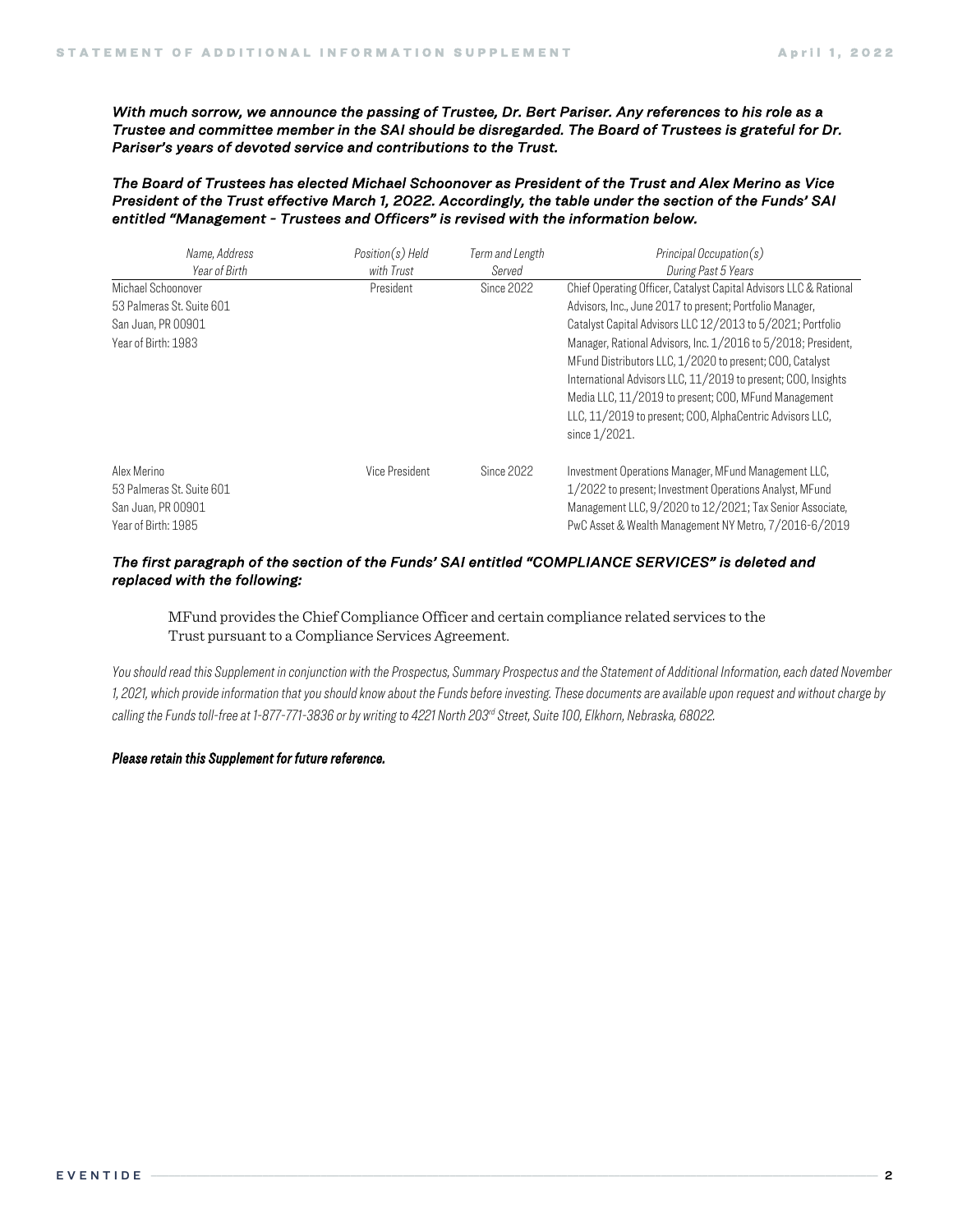***With much sorrow, we announce the passing of Trustee, Dr. Bert Pariser. Any references to his role as a Trustee and committee member in the SAI should be disregarded. The Board of Trustees is grateful for Dr. Pariser's years of devoted service and contributions to the Trust.***

***The Board of Trustees has elected Michael Schoonover as President of the Trust and Alex Merino as Vice President of the Trust effective March 1, 2022. Accordingly, the table under the section of the Funds' SAI entitled "Management - Trustees and Officers" is revised with the information below.***

| *Name, Address Year of Birth* | *Position(s) Held with Trust* | *Term and Length Served* | *Principal Occupation(s) During Past 5 Years* |
|---|---|---|---|
| Michael Schoonover<br>53 Palmeras St. Suite 601<br>San Juan, PR 00901<br>Year of Birth: 1983 | President | Since 2022 | Chief Operating Officer, Catalyst Capital Advisors LLC & Rational Advisors, Inc., June 2017 to present; Portfolio Manager, Catalyst Capital Advisors LLC 12/2013 to 5/2021; Portfolio Manager, Rational Advisors, Inc. 1/2016 to 5/2018; President, MFund Distributors LLC, 1/2020 to present; COO, Catalyst International Advisors LLC, 11/2019 to present; COO, Insights Media LLC, 11/2019 to present; COO, MFund Management LLC, 11/2019 to present; COO, AlphaCentric Advisors LLC, since 1/2021. |
| Alex Merino<br>53 Palmeras St. Suite 601<br>San Juan, PR 00901<br>Year of Birth: 1985 | Vice President | Since 2022 | Investment Operations Manager, MFund Management LLC, 1/2022 to present; Investment Operations Analyst, MFund Management LLC, 9/2020 to 12/2021; Tax Senior Associate, PwC Asset & Wealth Management NY Metro, 7/2016-6/2019 |

***The first paragraph of the section of the Funds' SAI entitled "COMPLIANCE SERVICES" is deleted and replaced with the following:***

> MFund provides the Chief Compliance Officer and certain compliance related services to the Trust pursuant to a Compliance Services Agreement.

*You should read this Supplement in conjunction with the Prospectus, Summary Prospectus and the Statement of Additional Information, each dated November 1, 2021, which provide information that you should know about the Funds before investing. These documents are available upon request and without charge by calling the Funds toll-free at 1-877-771-3836 or by writing to 4221 North 203rd Street, Suite 100, Elkhorn, Nebraska, 68022.*

***Please retain this Supplement for future reference.***